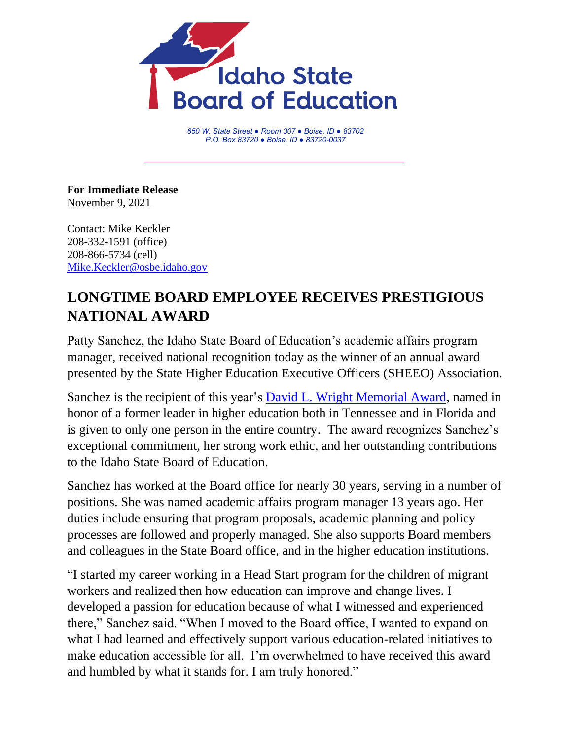Idaho State Board of Education

*650 W. State Street ● Room 307 ● Boise, ID ● 83702*
*P.O. Box 83720 ● Boise, ID ● 83720-0037*

**For Immediate Release**
November 9, 2021

Contact: Mike Keckler
208-332-1591 (office)
208-866-5734 (cell)
Mike.Keckler@osbe.idaho.gov

## LONGTIME BOARD EMPLOYEE RECEIVES PRESTIGIOUS NATIONAL AWARD

Patty Sanchez, the Idaho State Board of Education's academic affairs program manager, received national recognition today as the winner of an annual award presented by the State Higher Education Executive Officers (SHEEO) Association.

Sanchez is the recipient of this year's David L. Wright Memorial Award, named in honor of a former leader in higher education both in Tennessee and in Florida and is given to only one person in the entire country. The award recognizes Sanchez's exceptional commitment, her strong work ethic, and her outstanding contributions to the Idaho State Board of Education.

Sanchez has worked at the Board office for nearly 30 years, serving in a number of positions. She was named academic affairs program manager 13 years ago. Her duties include ensuring that program proposals, academic planning and policy processes are followed and properly managed. She also supports Board members and colleagues in the State Board office, and in the higher education institutions.

"I started my career working in a Head Start program for the children of migrant workers and realized then how education can improve and change lives. I developed a passion for education because of what I witnessed and experienced there," Sanchez said. "When I moved to the Board office, I wanted to expand on what I had learned and effectively support various education-related initiatives to make education accessible for all. I'm overwhelmed to have received this award and humbled by what it stands for. I am truly honored."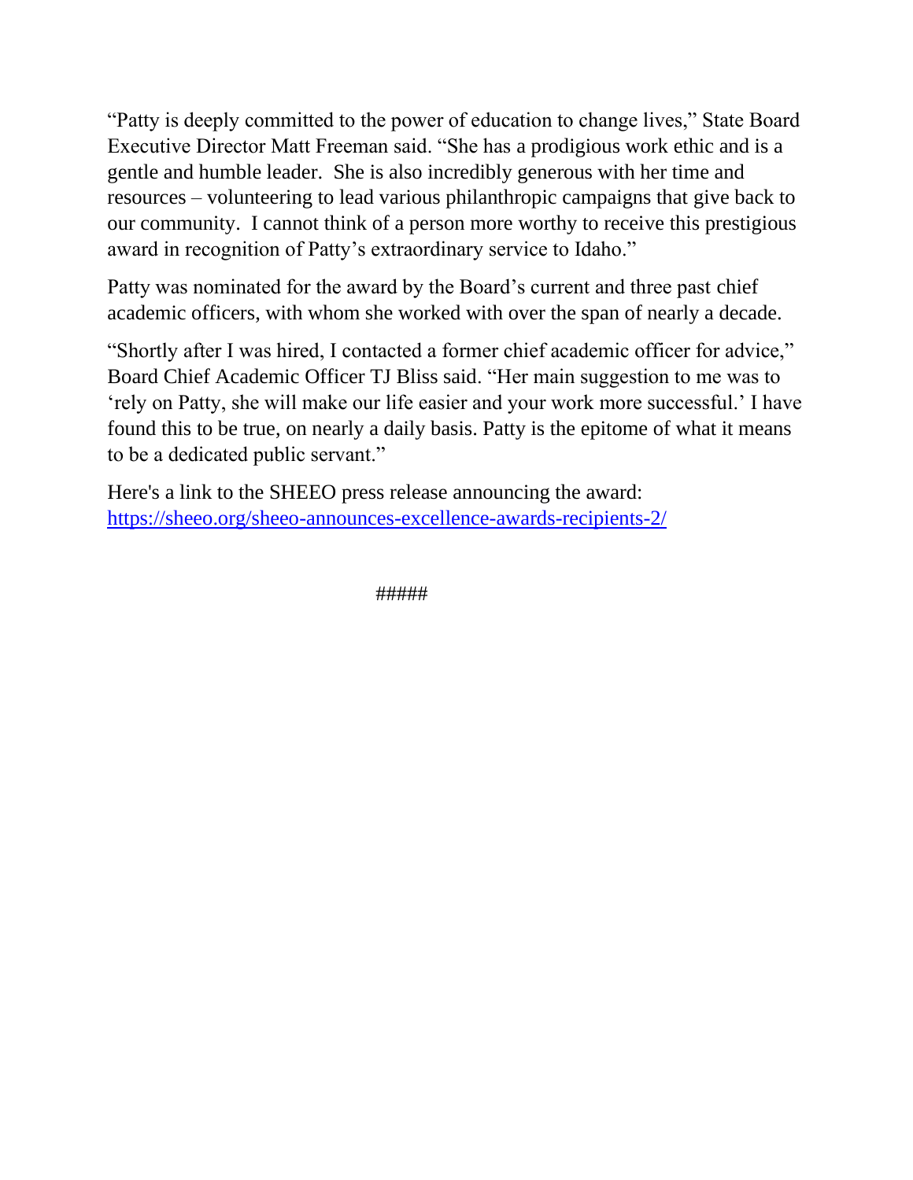"Patty is deeply committed to the power of education to change lives," State Board Executive Director Matt Freeman said. "She has a prodigious work ethic and is a gentle and humble leader. She is also incredibly generous with her time and resources – volunteering to lead various philanthropic campaigns that give back to our community. I cannot think of a person more worthy to receive this prestigious award in recognition of Patty's extraordinary service to Idaho."

Patty was nominated for the award by the Board's current and three past chief academic officers, with whom she worked with over the span of nearly a decade.

"Shortly after I was hired, I contacted a former chief academic officer for advice," Board Chief Academic Officer TJ Bliss said. "Her main suggestion to me was to 'rely on Patty, she will make our life easier and your work more successful.' I have found this to be true, on nearly a daily basis. Patty is the epitome of what it means to be a dedicated public servant."

Here's a link to the SHEEO press release announcing the award: [https://sheeo.org/sheeo-announces-excellence-awards-recipients-2/](https://sheeo.org/sheeo-announces-excellence-awards-recipients-2/)

#####